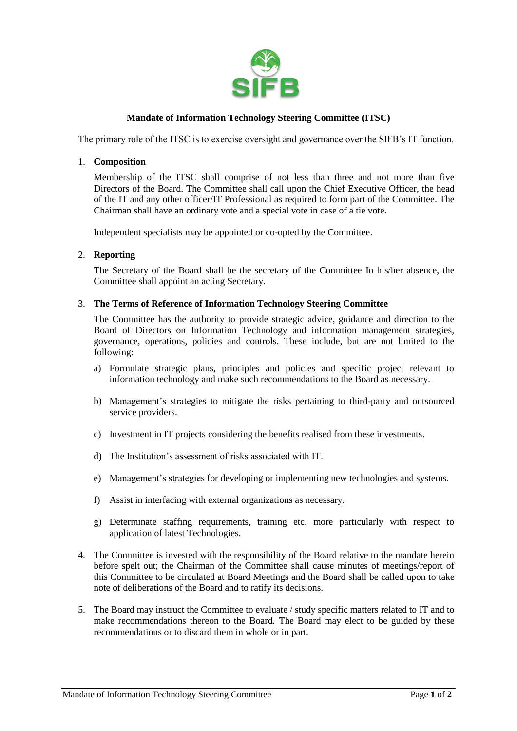SIFB

# Mandate of Information Technology Steering Committee (ITSC)

The primary role of the ITSC is to exercise oversight and governance over the SIFB's IT function.

1. **Composition**

   Membership of the ITSC shall comprise of not less than three and not more than five Directors of the Board. The Committee shall call upon the Chief Executive Officer, the head of the IT and any other officer/IT Professional as required to form part of the Committee. The Chairman shall have an ordinary vote and a special vote in case of a tie vote.

   Independent specialists may be appointed or co-opted by the Committee.

2. **Reporting**

   The Secretary of the Board shall be the secretary of the Committee In his/her absence, the Committee shall appoint an acting Secretary.

3. **The Terms of Reference of Information Technology Steering Committee**

   The Committee has the authority to provide strategic advice, guidance and direction to the Board of Directors on Information Technology and information management strategies, governance, operations, policies and controls. These include, but are not limited to the following:

   a) Formulate strategic plans, principles and policies and specific project relevant to information technology and make such recommendations to the Board as necessary.

   b) Management's strategies to mitigate the risks pertaining to third-party and outsourced service providers.

   c) Investment in IT projects considering the benefits realised from these investments.

   d) The Institution's assessment of risks associated with IT.

   e) Management's strategies for developing or implementing new technologies and systems.

   f) Assist in interfacing with external organizations as necessary.

   g) Determinate staffing requirements, training etc. more particularly with respect to application of latest Technologies.

4. The Committee is invested with the responsibility of the Board relative to the mandate herein before spelt out; the Chairman of the Committee shall cause minutes of meetings/report of this Committee to be circulated at Board Meetings and the Board shall be called upon to take note of deliberations of the Board and to ratify its decisions.

5. The Board may instruct the Committee to evaluate / study specific matters related to IT and to make recommendations thereon to the Board. The Board may elect to be guided by these recommendations or to discard them in whole or in part.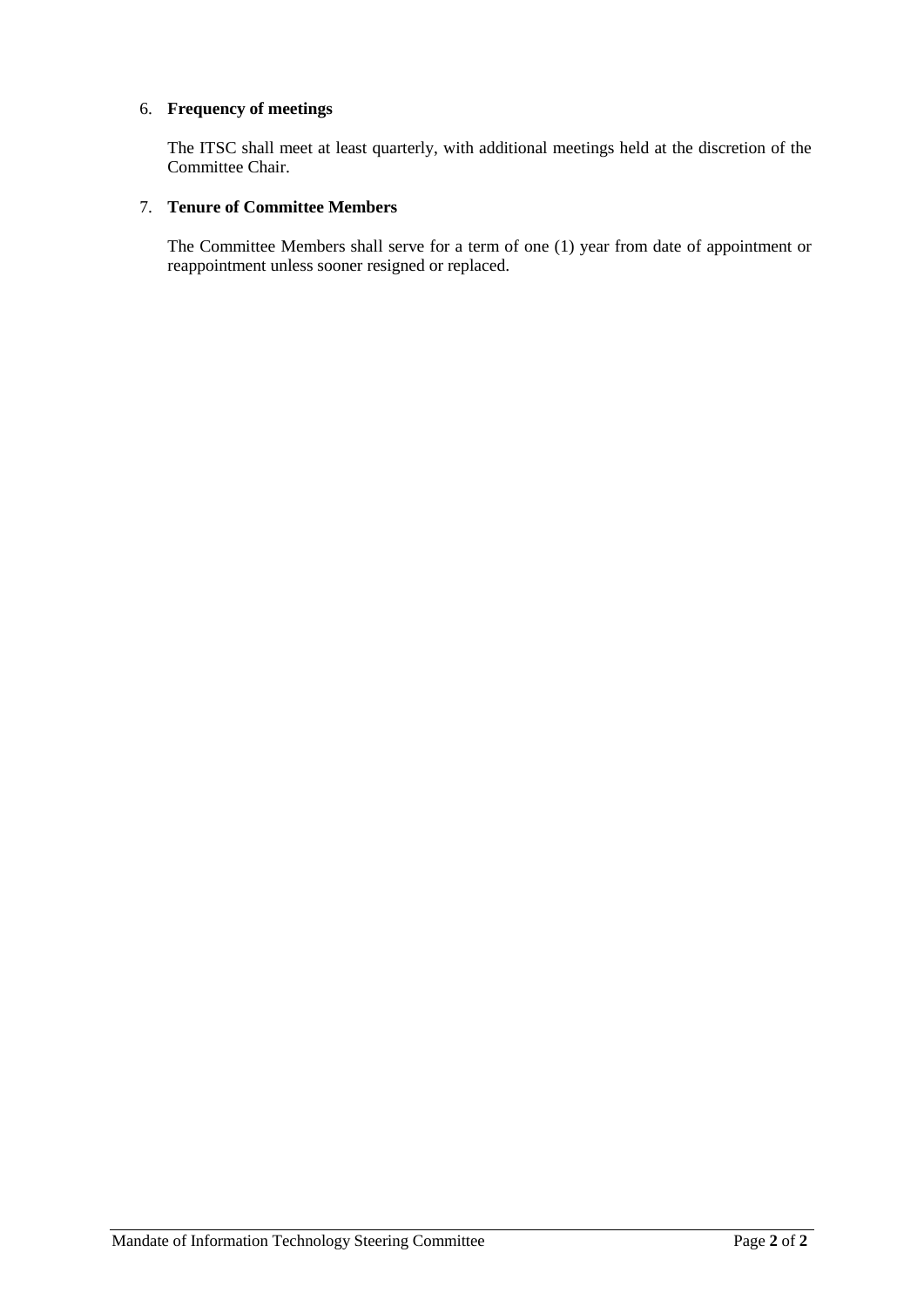6. **Frequency of meetings**

   The ITSC shall meet at least quarterly, with additional meetings held at the discretion of the Committee Chair.

7. **Tenure of Committee Members**

   The Committee Members shall serve for a term of one (1) year from date of appointment or reappointment unless sooner resigned or replaced.